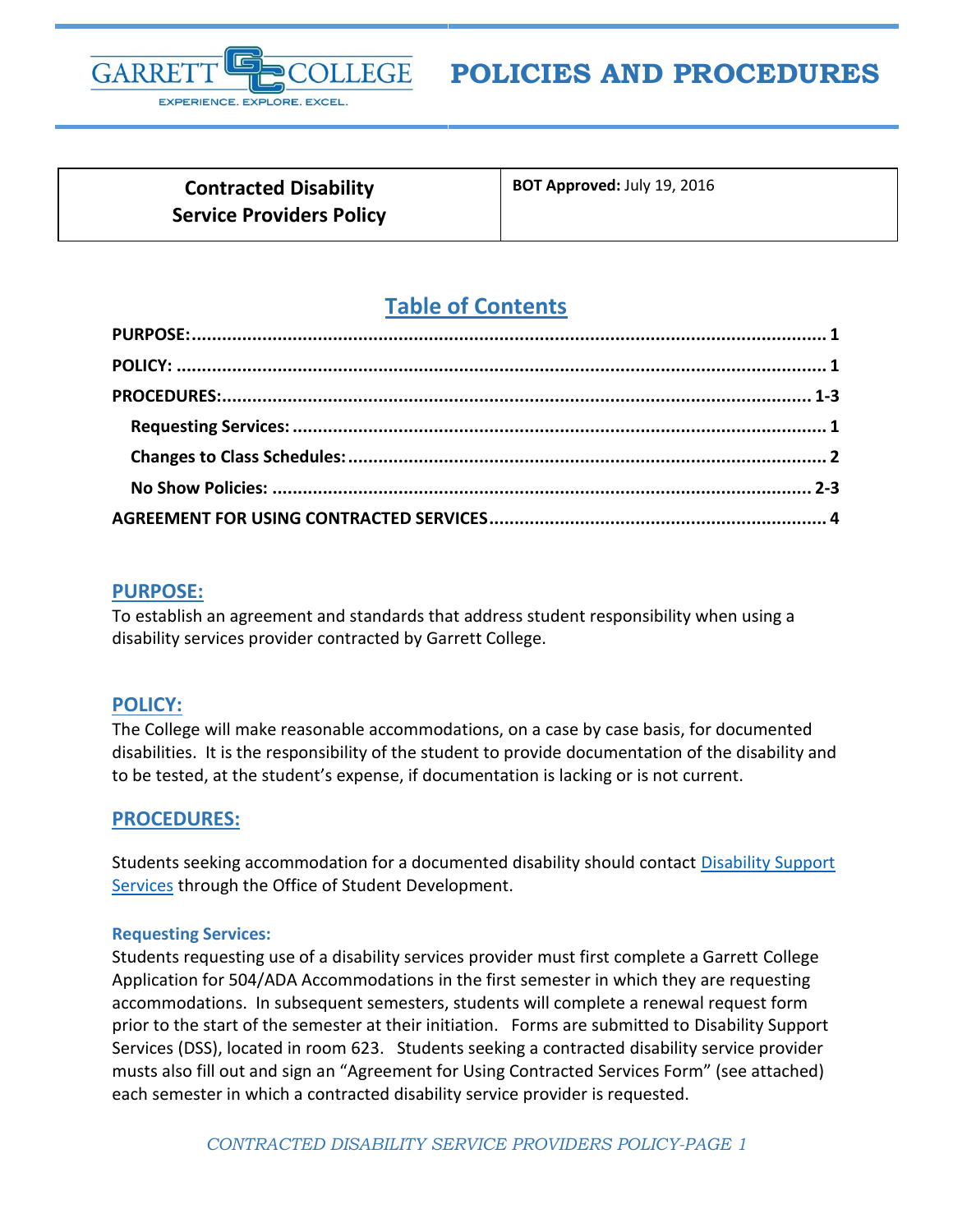# POLICIES AND PROCEDURES

| Contracted Disability Service Providers Policy | **BOT Approved:** July 19, 2016 |
| --- | --- |

## Table of Contents

**PURPOSE:** ........................................................................ 1

**POLICY:** ........................................................................ 1

**PROCEDURES:** ........................................................................ 1-3

- **Requesting Services:** ........................................................................ 1
- **Changes to Class Schedules:** ........................................................................ 2
- **No Show Policies:** ........................................................................ 2-3

**AGREEMENT FOR USING CONTRACTED SERVICES** ........................................................................ 4

## PURPOSE:

To establish an agreement and standards that address student responsibility when using a disability services provider contracted by Garrett College.

## POLICY:

The College will make reasonable accommodations, on a case by case basis, for documented disabilities. It is the responsibility of the student to provide documentation of the disability and to be tested, at the student's expense, if documentation is lacking or is not current.

## PROCEDURES:

Students seeking accommodation for a documented disability should contact Disability Support Services through the Office of Student Development.

### Requesting Services:

Students requesting use of a disability services provider must first complete a Garrett College Application for 504/ADA Accommodations in the first semester in which they are requesting accommodations. In subsequent semesters, students will complete a renewal request form prior to the start of the semester at their initiation. Forms are submitted to Disability Support Services (DSS), located in room 623. Students seeking a contracted disability service provider musts also fill out and sign an "Agreement for Using Contracted Services Form" (see attached) each semester in which a contracted disability service provider is requested.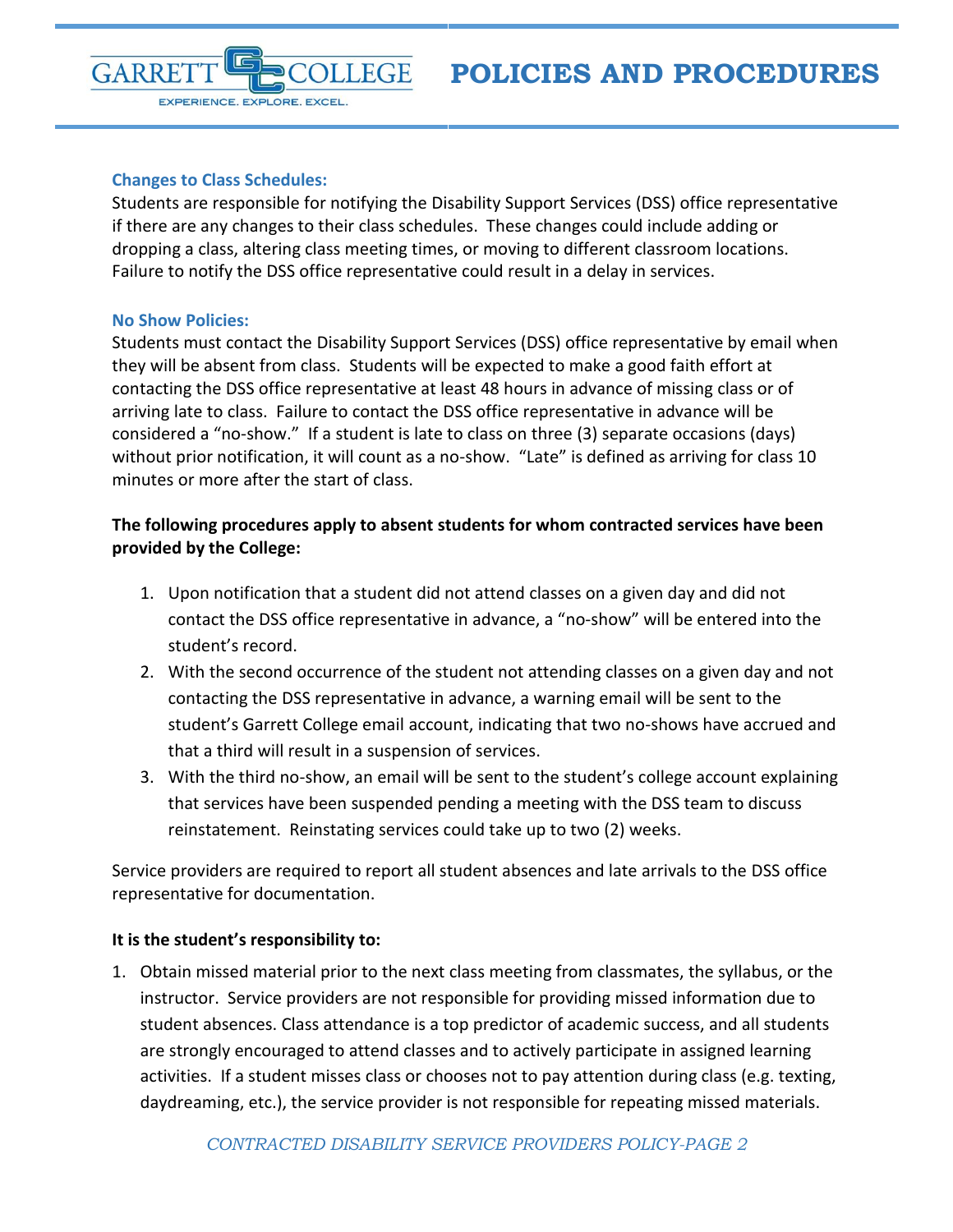### Changes to Class Schedules:

Students are responsible for notifying the Disability Support Services (DSS) office representative if there are any changes to their class schedules. These changes could include adding or dropping a class, altering class meeting times, or moving to different classroom locations. Failure to notify the DSS office representative could result in a delay in services.

### No Show Policies:

Students must contact the Disability Support Services (DSS) office representative by email when they will be absent from class. Students will be expected to make a good faith effort at contacting the DSS office representative at least 48 hours in advance of missing class or of arriving late to class. Failure to contact the DSS office representative in advance will be considered a "no-show." If a student is late to class on three (3) separate occasions (days) without prior notification, it will count as a no-show. "Late" is defined as arriving for class 10 minutes or more after the start of class.

**The following procedures apply to absent students for whom contracted services have been provided by the College:**

1. Upon notification that a student did not attend classes on a given day and did not contact the DSS office representative in advance, a "no-show" will be entered into the student's record.
2. With the second occurrence of the student not attending classes on a given day and not contacting the DSS representative in advance, a warning email will be sent to the student's Garrett College email account, indicating that two no-shows have accrued and that a third will result in a suspension of services.
3. With the third no-show, an email will be sent to the student's college account explaining that services have been suspended pending a meeting with the DSS team to discuss reinstatement. Reinstating services could take up to two (2) weeks.

Service providers are required to report all student absences and late arrivals to the DSS office representative for documentation.

**It is the student's responsibility to:**

1. Obtain missed material prior to the next class meeting from classmates, the syllabus, or the instructor. Service providers are not responsible for providing missed information due to student absences. Class attendance is a top predictor of academic success, and all students are strongly encouraged to attend classes and to actively participate in assigned learning activities. If a student misses class or chooses not to pay attention during class (e.g. texting, daydreaming, etc.), the service provider is not responsible for repeating missed materials.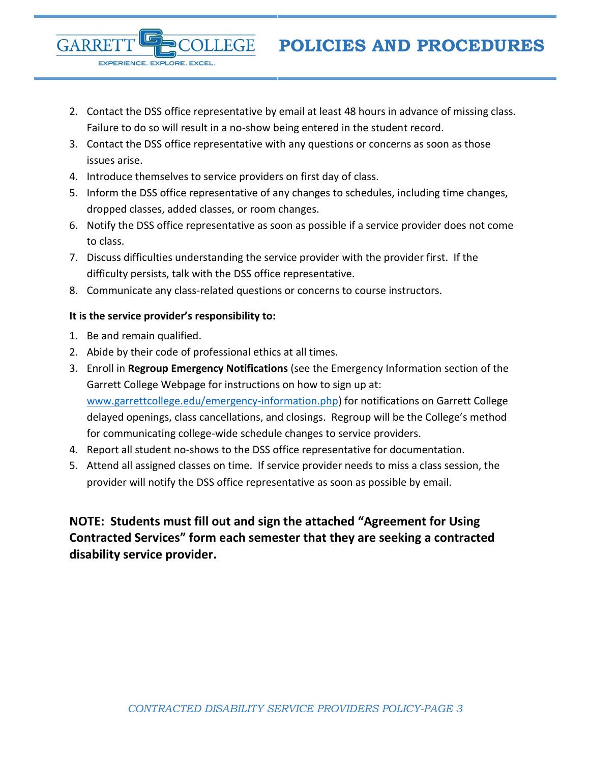2. Contact the DSS office representative by email at least 48 hours in advance of missing class. Failure to do so will result in a no-show being entered in the student record.
3. Contact the DSS office representative with any questions or concerns as soon as those issues arise.
4. Introduce themselves to service providers on first day of class.
5. Inform the DSS office representative of any changes to schedules, including time changes, dropped classes, added classes, or room changes.
6. Notify the DSS office representative as soon as possible if a service provider does not come to class.
7. Discuss difficulties understanding the service provider with the provider first. If the difficulty persists, talk with the DSS office representative.
8. Communicate any class-related questions or concerns to course instructors.

**It is the service provider's responsibility to:**

1. Be and remain qualified.
2. Abide by their code of professional ethics at all times.
3. Enroll in **Regroup Emergency Notifications** (see the Emergency Information section of the Garrett College Webpage for instructions on how to sign up at: www.garrettcollege.edu/emergency-information.php) for notifications on Garrett College delayed openings, class cancellations, and closings. Regroup will be the College's method for communicating college-wide schedule changes to service providers.
4. Report all student no-shows to the DSS office representative for documentation.
5. Attend all assigned classes on time. If service provider needs to miss a class session, the provider will notify the DSS office representative as soon as possible by email.

**NOTE: Students must fill out and sign the attached "Agreement for Using Contracted Services" form each semester that they are seeking a contracted disability service provider.**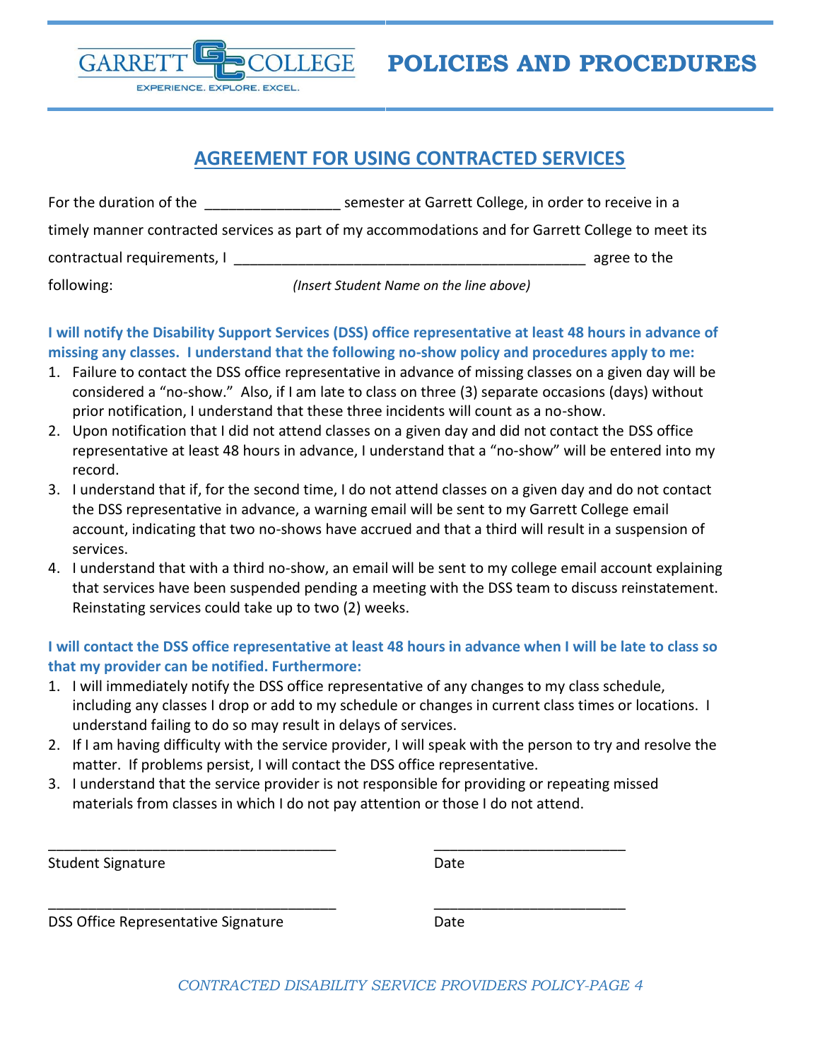# AGREEMENT FOR USING CONTRACTED SERVICES

For the duration of the ________________ semester at Garrett College, in order to receive in a timely manner contracted services as part of my accommodations and for Garrett College to meet its contractual requirements, I ____________________________________________ agree to the following: *(Insert Student Name on the line above)*

**I will notify the Disability Support Services (DSS) office representative at least 48 hours in advance of missing any classes. I understand that the following no-show policy and procedures apply to me:**

1. Failure to contact the DSS office representative in advance of missing classes on a given day will be considered a "no-show." Also, if I am late to class on three (3) separate occasions (days) without prior notification, I understand that these three incidents will count as a no-show.
2. Upon notification that I did not attend classes on a given day and did not contact the DSS office representative at least 48 hours in advance, I understand that a "no-show" will be entered into my record.
3. I understand that if, for the second time, I do not attend classes on a given day and do not contact the DSS representative in advance, a warning email will be sent to my Garrett College email account, indicating that two no-shows have accrued and that a third will result in a suspension of services.
4. I understand that with a third no-show, an email will be sent to my college email account explaining that services have been suspended pending a meeting with the DSS team to discuss reinstatement. Reinstating services could take up to two (2) weeks.

**I will contact the DSS office representative at least 48 hours in advance when I will be late to class so that my provider can be notified. Furthermore:**

1. I will immediately notify the DSS office representative of any changes to my class schedule, including any classes I drop or add to my schedule or changes in current class times or locations. I understand failing to do so may result in delays of services.
2. If I am having difficulty with the service provider, I will speak with the person to try and resolve the matter. If problems persist, I will contact the DSS office representative.
3. I understand that the service provider is not responsible for providing or repeating missed materials from classes in which I do not pay attention or those I do not attend.

____________________________________ ________________________

Student Signature Date

____________________________________ ________________________

DSS Office Representative Signature Date